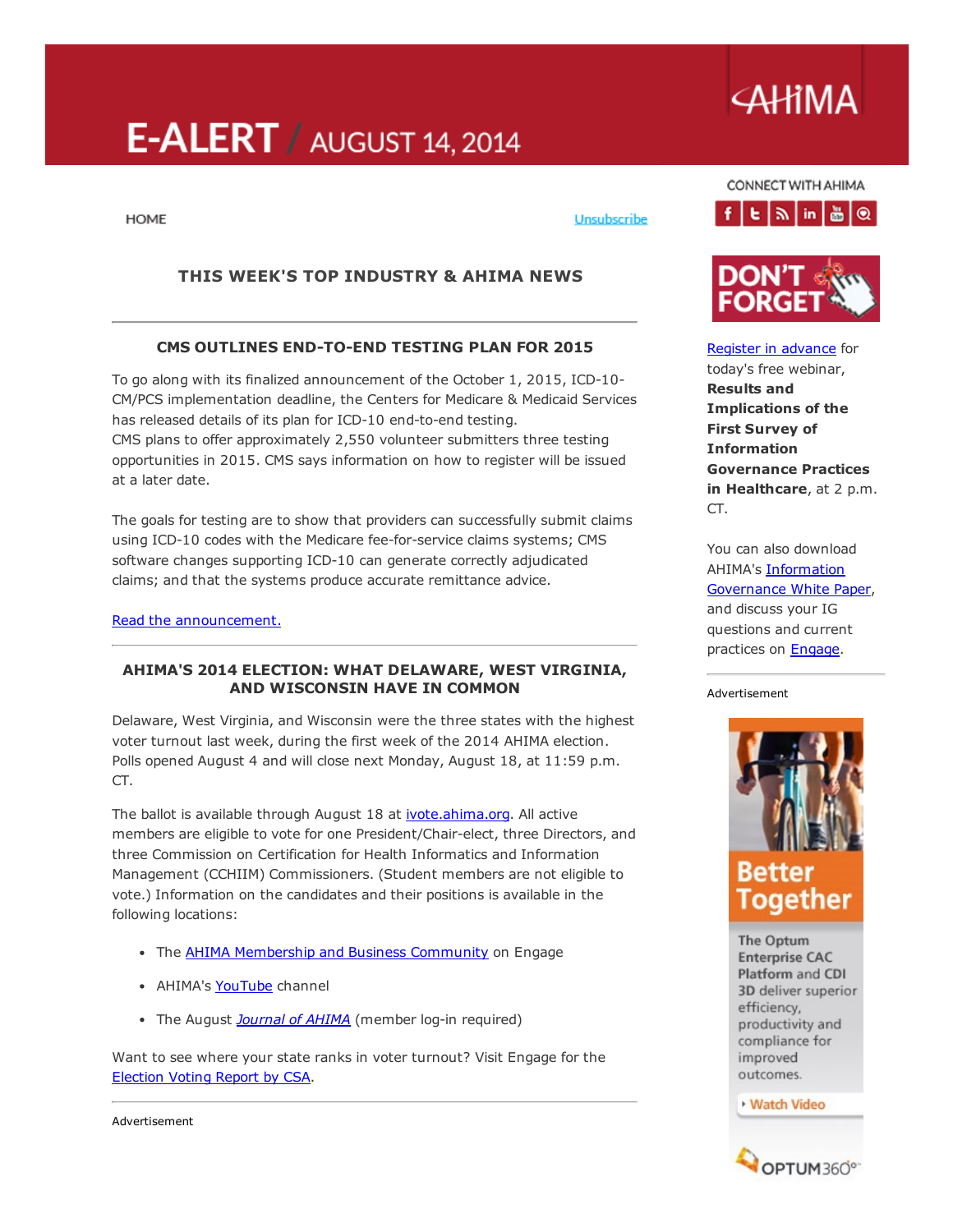# E-ALERT / AUGUST 14, 2014

AHIMA

HOME

Unsubscribe

CONNECT WITH AHIMA

## THIS WEEK'S TOP INDUSTRY & AHIMA NEWS

### CMS OUTLINES END-TO-END TESTING PLAN FOR 2015

To go along with its finalized announcement of the October 1, 2015, ICD-10-CM/PCS implementation deadline, the Centers for Medicare & Medicaid Services has released details of its plan for ICD-10 end-to-end testing.
CMS plans to offer approximately 2,550 volunteer submitters three testing opportunities in 2015. CMS says information on how to register will be issued at a later date.

The goals for testing are to show that providers can successfully submit claims using ICD-10 codes with the Medicare fee-for-service claims systems; CMS software changes supporting ICD-10 can generate correctly adjudicated claims; and that the systems produce accurate remittance advice.

Read the announcement.

### AHIMA'S 2014 ELECTION: WHAT DELAWARE, WEST VIRGINIA, AND WISCONSIN HAVE IN COMMON

Delaware, West Virginia, and Wisconsin were the three states with the highest voter turnout last week, during the first week of the 2014 AHIMA election. Polls opened August 4 and will close next Monday, August 18, at 11:59 p.m. CT.

The ballot is available through August 18 at ivote.ahima.org. All active members are eligible to vote for one President/Chair-elect, three Directors, and three Commission on Certification for Health Informatics and Information Management (CCHIIM) Commissioners. (Student members are not eligible to vote.) Information on the candidates and their positions is available in the following locations:

- The AHIMA Membership and Business Community on Engage
- AHIMA's YouTube channel
- The August *Journal of AHIMA* (member log-in required)

Want to see where your state ranks in voter turnout? Visit Engage for the Election Voting Report by CSA.

Advertisement

**DON'T FORGET**

Register in advance for today's free webinar, **Results and Implications of the First Survey of Information Governance Practices in Healthcare**, at 2 p.m. CT.

You can also download AHIMA's Information Governance White Paper, and discuss your IG questions and current practices on Engage.

Advertisement

Better Together

The Optum Enterprise CAC Platform and CDI 3D deliver superior efficiency, productivity and compliance for improved outcomes.

Watch Video

OPTUM360°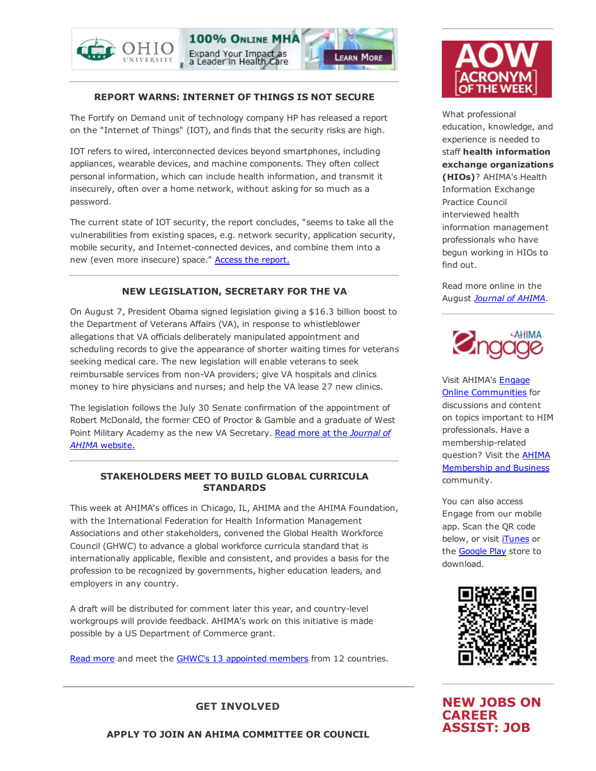OHIO UNIVERSITY — 100% Online MHA — Expand Your Impact as a Leader in Health Care — Learn More

## REPORT WARNS: INTERNET OF THINGS IS NOT SECURE

The Fortify on Demand unit of technology company HP has released a report on the "Internet of Things" (IOT), and finds that the security risks are high.

IOT refers to wired, interconnected devices beyond smartphones, including appliances, wearable devices, and machine components. They often collect personal information, which can include health information, and transmit it insecurely, often over a home network, without asking for so much as a password.

The current state of IOT security, the report concludes, "seems to take all the vulnerabilities from existing spaces, e.g. network security, application security, mobile security, and Internet-connected devices, and combine them into a new (even more insecure) space." Access the report.

## NEW LEGISLATION, SECRETARY FOR THE VA

On August 7, President Obama signed legislation giving a $16.3 billion boost to the Department of Veterans Affairs (VA), in response to whistleblower allegations that VA officials deliberately manipulated appointment and scheduling records to give the appearance of shorter waiting times for veterans seeking medical care. The new legislation will enable veterans to seek reimbursable services from non-VA providers; give VA hospitals and clinics money to hire physicians and nurses; and help the VA lease 27 new clinics.

The legislation follows the July 30 Senate confirmation of the appointment of Robert McDonald, the former CEO of Proctor & Gamble and a graduate of West Point Military Academy as the new VA Secretary. Read more at the *Journal of AHIMA* website.

## STAKEHOLDERS MEET TO BUILD GLOBAL CURRICULA STANDARDS

This week at AHIMA's offices in Chicago, IL, AHIMA and the AHIMA Foundation, with the International Federation for Health Information Management Associations and other stakeholders, convened the Global Health Workforce Council (GHWC) to advance a global workforce curricula standard that is internationally applicable, flexible and consistent, and provides a basis for the profession to be recognized by governments, higher education leaders, and employers in any country.

A draft will be distributed for comment later this year, and country-level workgroups will provide feedback. AHIMA's work on this initiative is made possible by a US Department of Commerce grant.

Read more and meet the GHWC's 13 appointed members from 12 countries.

## GET INVOLVED

### APPLY TO JOIN AN AHIMA COMMITTEE OR COUNCIL

## AOW ACRONYM OF THE WEEK

What professional education, knowledge, and experience is needed to staff **health information exchange organizations (HIOs)**? AHIMA's Health Information Exchange Practice Council interviewed health information management professionals who have begun working in HIOs to find out.

Read more online in the August *Journal of AHIMA*.

## AHIMA Engage

Visit AHIMA's Engage Online Communities for discussions and content on topics important to HIM professionals. Have a membership-related question? Visit the AHIMA Membership and Business community.

You can also access Engage from our mobile app. Scan the QR code below, or visit iTunes or the Google Play store to download.

## NEW JOBS ON CAREER ASSIST: JOB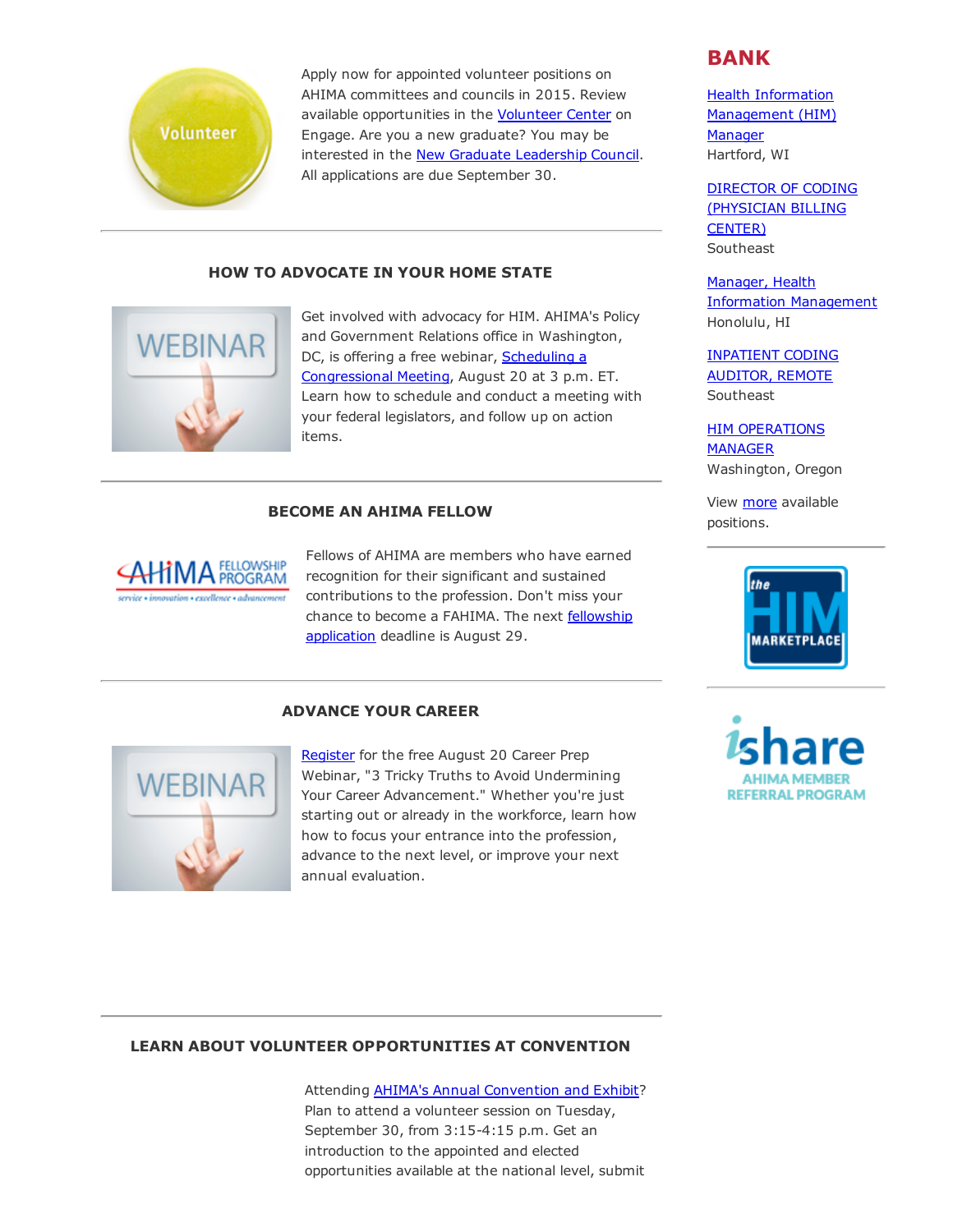Apply now for appointed volunteer positions on AHIMA committees and councils in 2015. Review available opportunities in the Volunteer Center on Engage. Are you a new graduate? You may be interested in the New Graduate Leadership Council. All applications are due September 30.

## HOW TO ADVOCATE IN YOUR HOME STATE

Get involved with advocacy for HIM. AHIMA's Policy and Government Relations office in Washington, DC, is offering a free webinar, Scheduling a Congressional Meeting, August 20 at 3 p.m. ET. Learn how to schedule and conduct a meeting with your federal legislators, and follow up on action items.

## BECOME AN AHIMA FELLOW

Fellows of AHIMA are members who have earned recognition for their significant and sustained contributions to the profession. Don't miss your chance to become a FAHIMA. The next fellowship application deadline is August 29.

## ADVANCE YOUR CAREER

Register for the free August 20 Career Prep Webinar, "3 Tricky Truths to Avoid Undermining Your Career Advancement." Whether you're just starting out or already in the workforce, learn how how to focus your entrance into the profession, advance to the next level, or improve your next annual evaluation.

## LEARN ABOUT VOLUNTEER OPPORTUNITIES AT CONVENTION

Attending AHIMA's Annual Convention and Exhibit? Plan to attend a volunteer session on Tuesday, September 30, from 3:15-4:15 p.m. Get an introduction to the appointed and elected opportunities available at the national level, submit

## BANK

Health Information Management (HIM) Manager
Hartford, WI

DIRECTOR OF CODING (PHYSICIAN BILLING CENTER)
Southeast

Manager, Health Information Management
Honolulu, HI

INPATIENT CODING AUDITOR, REMOTE
Southeast

HIM OPERATIONS MANAGER
Washington, Oregon

View more available positions.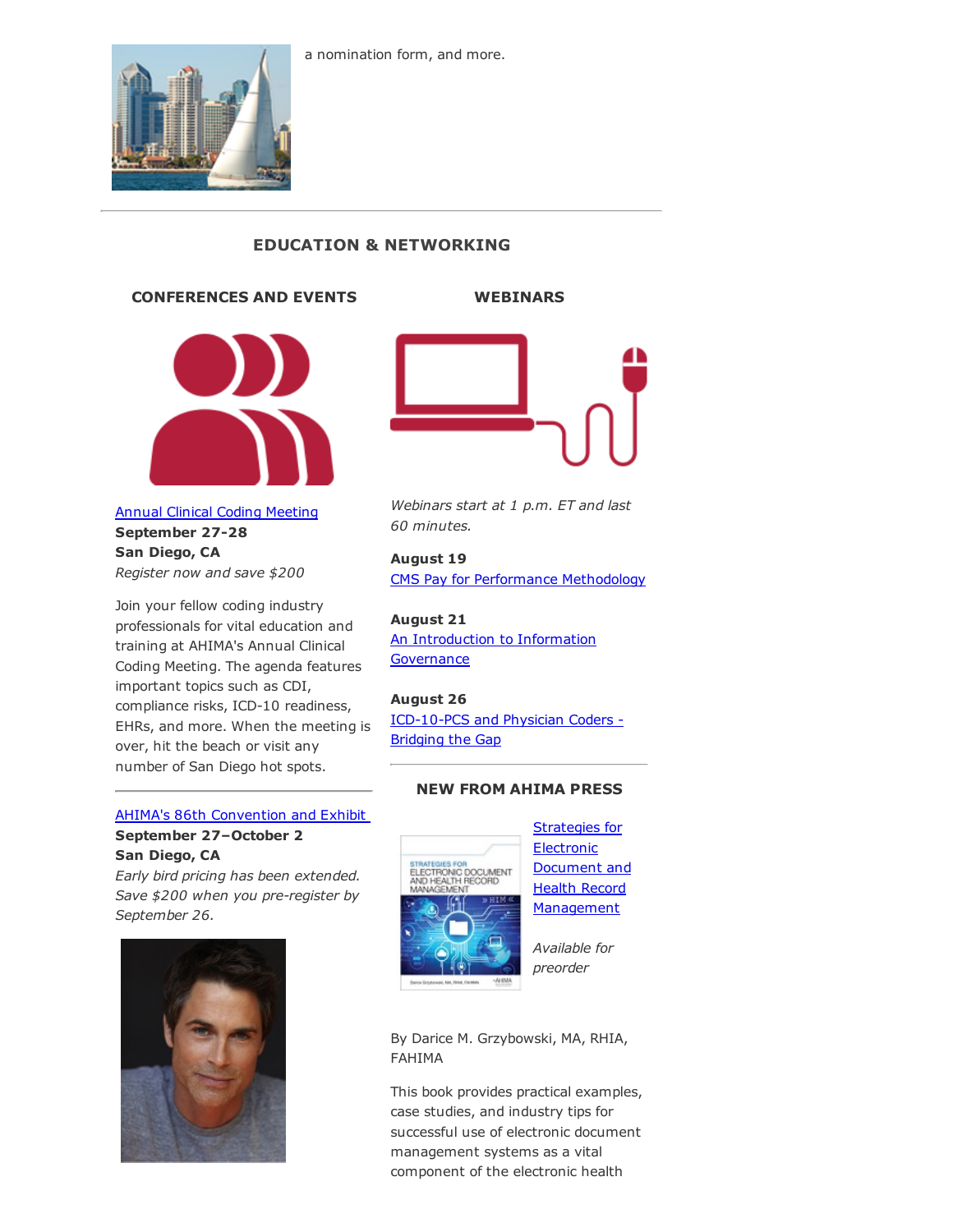a nomination form, and more.

## EDUCATION & NETWORKING

### CONFERENCES AND EVENTS

Annual Clinical Coding Meeting
**September 27-28**
**San Diego, CA**
*Register now and save $200*

Join your fellow coding industry professionals for vital education and training at AHIMA's Annual Clinical Coding Meeting. The agenda features important topics such as CDI, compliance risks, ICD-10 readiness, EHRs, and more. When the meeting is over, hit the beach or visit any number of San Diego hot spots.

---

AHIMA's 86th Convention and Exhibit
**September 27–October 2**
**San Diego, CA**
*Early bird pricing has been extended. Save $200 when you pre-register by September 26.*

### WEBINARS

*Webinars start at 1 p.m. ET and last 60 minutes.*

**August 19**
CMS Pay for Performance Methodology

**August 21**
An Introduction to Information Governance

**August 26**
ICD-10-PCS and Physician Coders - Bridging the Gap

---

### NEW FROM AHIMA PRESS

Strategies for Electronic Document and Health Record Management

*Available for preorder*

By Darice M. Grzybowski, MA, RHIA, FAHIMA

This book provides practical examples, case studies, and industry tips for successful use of electronic document management systems as a vital component of the electronic health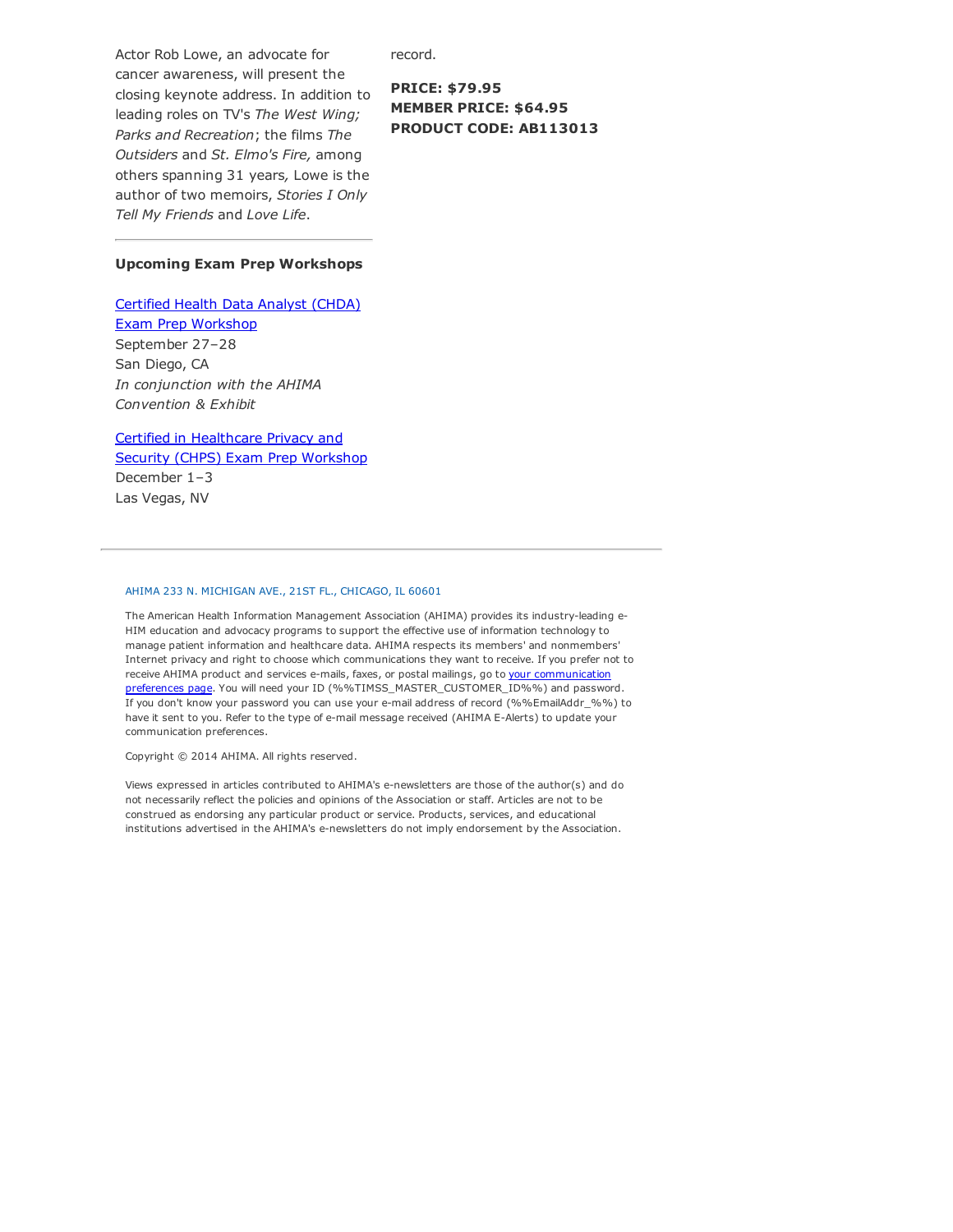Actor Rob Lowe, an advocate for cancer awareness, will present the closing keynote address. In addition to leading roles on TV's *The West Wing; Parks and Recreation*; the films *The Outsiders* and *St. Elmo's Fire,* among others spanning 31 years*,* Lowe is the author of two memoirs, *Stories I Only Tell My Friends* and *Love Life*.

---

**Upcoming Exam Prep Workshops**

[Certified Health Data Analyst (CHDA) Exam Prep Workshop](#)
September 27–28
San Diego, CA
*In conjunction with the AHIMA Convention & Exhibit*

[Certified in Healthcare Privacy and Security (CHPS) Exam Prep Workshop](#)
December 1–3
Las Vegas, NV

record.

**PRICE: $79.95**
**MEMBER PRICE: $64.95**
**PRODUCT CODE: AB113013**

---

AHIMA 233 N. MICHIGAN AVE., 21ST FL., CHICAGO, IL 60601

The American Health Information Management Association (AHIMA) provides its industry-leading e-HIM education and advocacy programs to support the effective use of information technology to manage patient information and healthcare data. AHIMA respects its members' and nonmembers' Internet privacy and right to choose which communications they want to receive. If you prefer not to receive AHIMA product and services e-mails, faxes, or postal mailings, go to [your communication preferences page](#). You will need your ID (%%TIMSS_MASTER_CUSTOMER_ID%%) and password. If you don't know your password you can use your e-mail address of record (%%EmailAddr_%%) to have it sent to you. Refer to the type of e-mail message received (AHIMA E-Alerts) to update your communication preferences.

Copyright © 2014 AHIMA. All rights reserved.

Views expressed in articles contributed to AHIMA's e-newsletters are those of the author(s) and do not necessarily reflect the policies and opinions of the Association or staff. Articles are not to be construed as endorsing any particular product or service. Products, services, and educational institutions advertised in the AHIMA's e-newsletters do not imply endorsement by the Association.